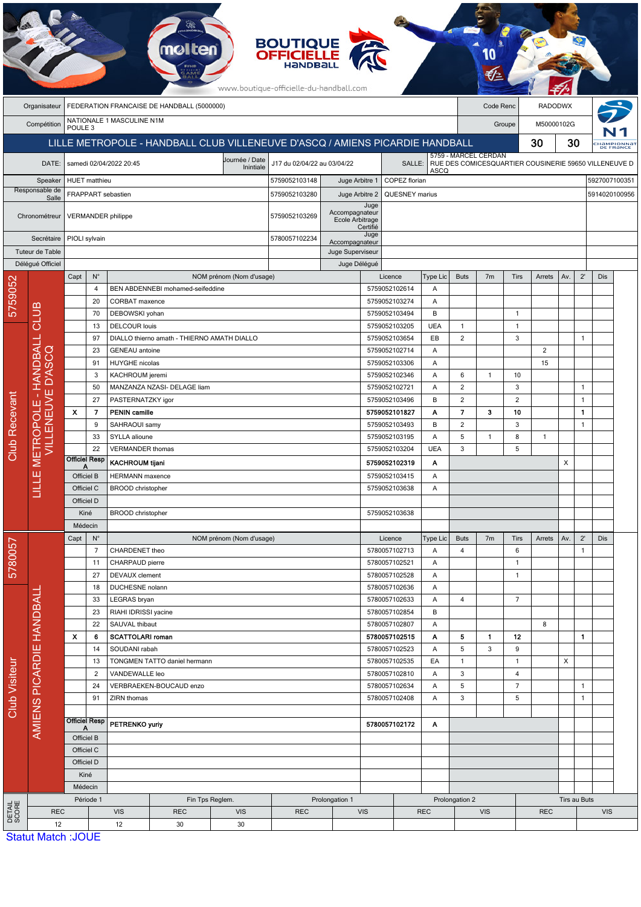BOUTIQUE OFFICIELLE HANDBALL

www.boutique-officielle-du-handball.com

| Organisateur | FEDERATION FRANCAISE DE HANDBALL (5000000) | Code Renc | RADODWX |
|---|---|---|---|
| Compétition | NATIONALE 1 MASCULINE N1M POULE 3 | Groupe | M50000102G |

## LILLE METROPOLE - HANDBALL CLUB VILLENEUVE D'ASCQ / AMIENS PICARDIE HANDBALL — 30 / 30

| DATE: | samedi 02/04/2022 20:45 | Journée / Date Initiale | J17 du 02/04/22 au 03/04/22 | SALLE: | 5759 - MARCEL CERDAN RUE DES COMICESQUARTIER COUSINERIE 59650 VILLENEUVE D ASCQ |
|---|---|---|---|---|---|

| Rôle | Nom | Licence | Rôle | Nom | Licence |
|---|---|---|---|---|---|
| Speaker | HUET matthieu | 5759052103148 | Juge Arbitre 1 | COPEZ florian | 5927007100351 |
| Responsable de Salle | FRAPPART sebastien | 5759052103280 | Juge Arbitre 2 | QUESNEY marius | 5914020100956 |
| Chronométreur | VERMANDER philippe | 5759052103269 | Juge Accompagnateur Ecole Arbitrage Certifié | | |
| Secrétaire | PIOLI sylvain | 5780057102234 | Juge Accompagnateur | | |
| Tuteur de Table | | | Juge Superviseur | | |
| Délégué Officiel | | | Juge Délégué | | |

### Club Recevant : 5759052 - LILLE METROPOLE - HANDBALL CLUB VILLENEUVE D'ASCQ

| Capt | N° | NOM prénom (Nom d'usage) | Licence | Type Lic | Buts | 7m | Tirs | Arrets | Av. | 2' | Dis |
|---|---|---|---|---|---|---|---|---|---|---|---|
| | 4 | BEN ABDENNEBI mohamed-seifeddine | 5759052102614 | A | | | | | | | |
| | 20 | CORBAT maxence | 5759052103274 | A | | | | | | | |
| | 70 | DEBOWSKI yohan | 5759052103494 | B | | | 1 | | | | |
| | 13 | DELCOUR louis | 5759052103205 | UEA | 1 | | 1 | | | | |
| | 97 | DIALLO thierno amath - THIERNO AMATH DIALLO | 5759052103654 | EB | 2 | | 3 | | | 1 | |
| | 23 | GENEAU antoine | 5759052102714 | A | | | | 2 | | | |
| | 91 | HUYGHE nicolas | 5759052103306 | A | | | | 15 | | | |
| | 3 | KACHROUM jeremi | 5759052102346 | A | 6 | 1 | 10 | | | | |
| | 50 | MANZANZA NZASI- DELAGE liam | 5759052102721 | A | 2 | | 3 | | | 1 | |
| | 27 | PASTERNATZKY igor | 5759052103496 | B | 2 | | 2 | | | 1 | |
| **X** | **7** | **PENIN camille** | **5759052101827** | **A** | **7** | **3** | **10** | | | **1** | |
| | 9 | SAHRAOUI samy | 5759052103493 | B | 2 | | 3 | | | 1 | |
| | 33 | SYLLA alioune | 5759052103195 | A | 5 | 1 | 8 | 1 | | | |
| | 22 | VERMANDER thomas | 5759052103204 | UEA | 3 | | 5 | | | | |
| Officiel Resp A | | **KACHROUM tijani** | **5759052102319** | **A** | | | | | X | | |
| Officiel B | | HERMANN maxence | 5759052103415 | A | | | | | | | |
| Officiel C | | BROOD christopher | 5759052103638 | A | | | | | | | |
| Officiel D | | | | | | | | | | | |
| Kiné | | BROOD christopher | 5759052103638 | | | | | | | | |
| Médecin | | | | | | | | | | | |

### Club Visiteur : 5780057 - AMIENS PICARDIE HANDBALL

| Capt | N° | NOM prénom (Nom d'usage) | Licence | Type Lic | Buts | 7m | Tirs | Arrets | Av. | 2' | Dis |
|---|---|---|---|---|---|---|---|---|---|---|---|
| | 7 | CHARDENET theo | 5780057102713 | A | 4 | | 6 | | | 1 | |
| | 11 | CHARPAUD pierre | 5780057102521 | A | | | 1 | | | | |
| | 27 | DEVAUX clement | 5780057102528 | A | | | 1 | | | | |
| | 18 | DUCHESNE nolann | 5780057102636 | A | | | | | | | |
| | 33 | LEGRAS bryan | 5780057102633 | A | 4 | | 7 | | | | |
| | 23 | RIAHI IDRISSI yacine | 5780057102854 | B | | | | | | | |
| | 22 | SAUVAL thibaut | 5780057102807 | A | | | | 8 | | | |
| **X** | **6** | **SCATTOLARI roman** | **5780057102515** | **A** | **5** | **1** | **12** | | | **1** | |
| | 14 | SOUDANI rabah | 5780057102523 | A | 5 | 3 | 9 | | | | |
| | 13 | TONGMEN TATTO daniel hermann | 5780057102535 | EA | 1 | | 1 | | X | | |
| | 2 | VANDEWALLE leo | 5780057102810 | A | 3 | | 4 | | | | |
| | 24 | VERBRAEKEN-BOUCAUD enzo | 5780057102634 | A | 5 | | 7 | | | 1 | |
| | 91 | ZIRN thomas | 5780057102408 | A | 3 | | 5 | | | 1 | |
| Officiel Resp A | | **PETRENKO yuriy** | **5780057102172** | **A** | | | | | | | |
| Officiel B | | | | | | | | | | | |
| Officiel C | | | | | | | | | | | |
| Officiel D | | | | | | | | | | | |
| Kiné | | | | | | | | | | | |
| Médecin | | | | | | | | | | | |

### DETAIL SCORE

| Période 1 | | Fin Tps Reglem. | | Prolongation 1 | | Prolongation 2 | | Tirs au Buts | |
|---|---|---|---|---|---|---|---|---|---|
| REC | VIS | REC | VIS | REC | VIS | REC | VIS | REC | VIS |
| 12 | 12 | 30 | 30 | | | | | | |

Statut Match :JOUE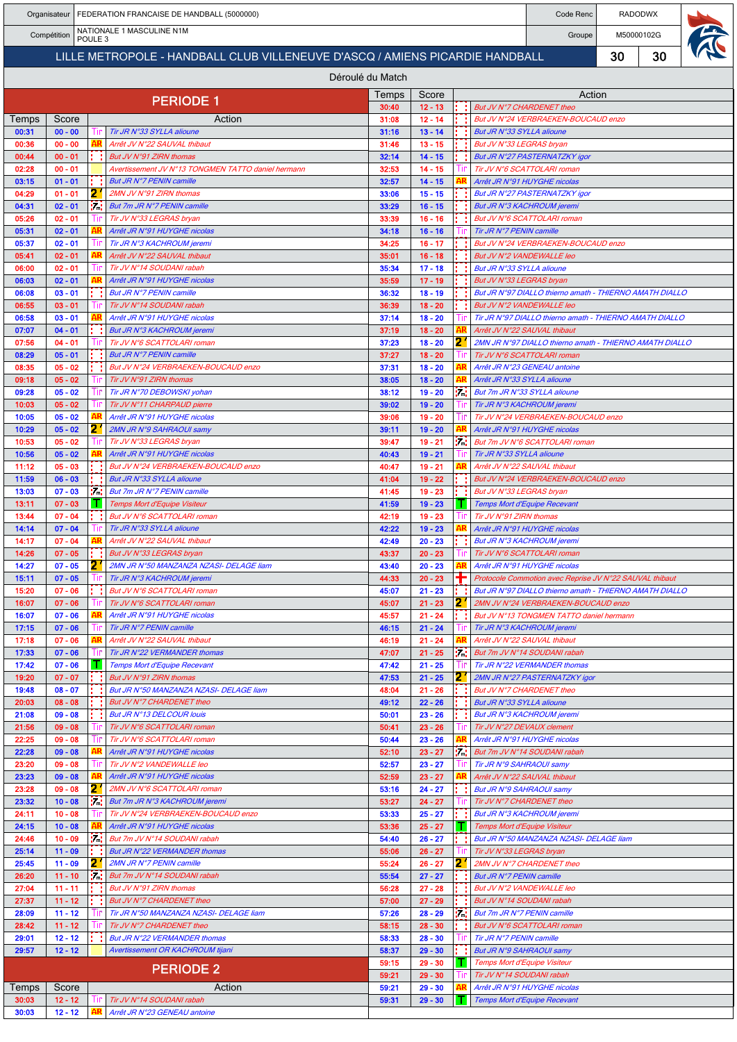| Organisateur | FEDERATION FRANCAISE DE HANDBALL (5000000) | Code Renc | RADODWX |
|---|---|---|---|
| Compétition | NATIONALE 1 MASCULINE N1M POULE 3 | Groupe | M50000102G |

## LILLE METROPOLE - HANDBALL CLUB VILLENEUVE D'ASCQ / AMIENS PICARDIE HANDBALL — 30 - 30

### Déroulé du Match

#### PERIODE 1

| Temps | Score | | Action |
|---|---|---|---|
| 00:31 | 00 - 00 | Tir | Tir JR N°33 SYLLA alioune |
| 00:36 | 00 - 00 | AR | Arrêt JV N°22 SAUVAL thibaut |
| 00:44 | 00 - 01 | | But JV N°91 ZIRN thomas |
| 02:28 | 00 - 01 | | Avertissement JV N°13 TONGMEN TATTO daniel hermann |
| 03:15 | 01 - 01 | | But JR N°7 PENIN camille |
| 04:29 | 01 - 01 | 2' | 2MN JV N°91 ZIRN thomas |
| 04:31 | 02 - 01 | 7m | But 7m JR N°7 PENIN camille |
| 05:26 | 02 - 01 | Tir | Tir JV N°33 LEGRAS bryan |
| 05:31 | 02 - 01 | AR | Arrêt JR N°91 HUYGHE nicolas |
| 05:37 | 02 - 01 | Tir | Tir JR N°3 KACHROUM jeremi |
| 05:41 | 02 - 01 | AR | Arrêt JV N°22 SAUVAL thibaut |
| 06:00 | 02 - 01 | Tir | Tir JV N°14 SOUDANI rabah |
| 06:03 | 02 - 01 | AR | Arrêt JR N°91 HUYGHE nicolas |
| 06:08 | 03 - 01 | | But JR N°7 PENIN camille |
| 06:55 | 03 - 01 | Tir | Tir JV N°14 SOUDANI rabah |
| 06:58 | 03 - 01 | AR | Arrêt JR N°91 HUYGHE nicolas |
| 07:07 | 04 - 01 | | But JR N°3 KACHROUM jeremi |
| 07:56 | 04 - 01 | Tir | Tir JV N°6 SCATTOLARI roman |
| 08:29 | 05 - 01 | | But JR N°7 PENIN camille |
| 08:35 | 05 - 02 | | But JV N°24 VERBRAEKEN-BOUCAUD enzo |
| 09:18 | 05 - 02 | Tir | Tir JV N°91 ZIRN thomas |
| 09:28 | 05 - 02 | Tir | Tir JR N°70 DEBOWSKI yohan |
| 10:03 | 05 - 02 | Tir | Tir JV N°11 CHARPAUD pierre |
| 10:05 | 05 - 02 | AR | Arrêt JR N°91 HUYGHE nicolas |
| 10:29 | 05 - 02 | 2' | 2MN JR N°9 SAHRAOUI samy |
| 10:53 | 05 - 02 | Tir | Tir JV N°33 LEGRAS bryan |
| 10:56 | 05 - 02 | AR | Arrêt JR N°91 HUYGHE nicolas |
| 11:12 | 05 - 03 | | But JV N°24 VERBRAEKEN-BOUCAUD enzo |
| 11:59 | 06 - 03 | | But JR N°33 SYLLA alioune |
| 13:03 | 07 - 03 | 7m | But 7m JR N°7 PENIN camille |
| 13:11 | 07 - 03 | T | Temps Mort d'Equipe Visiteur |
| 13:44 | 07 - 04 | | But JV N°6 SCATTOLARI roman |
| 14:14 | 07 - 04 | Tir | Tir JR N°33 SYLLA alioune |
| 14:17 | 07 - 04 | AR | Arrêt JV N°22 SAUVAL thibaut |
| 14:26 | 07 - 05 | | But JV N°33 LEGRAS bryan |
| 14:27 | 07 - 05 | 2' | 2MN JR N°50 MANZANZA NZASI- DELAGE liam |
| 15:11 | 07 - 05 | Tir | Tir JR N°3 KACHROUM jeremi |
| 15:20 | 07 - 06 | | But JV N°6 SCATTOLARI roman |
| 16:07 | 07 - 06 | Tir | Tir JV N°6 SCATTOLARI roman |
| 16:07 | 07 - 06 | AR | Arrêt JR N°91 HUYGHE nicolas |
| 17:15 | 07 - 06 | Tir | Tir JR N°7 PENIN camille |
| 17:18 | 07 - 06 | AR | Arrêt JV N°22 SAUVAL thibaut |
| 17:33 | 07 - 06 | Tir | Tir JR N°22 VERMANDER thomas |
| 17:42 | 07 - 06 | T | Temps Mort d'Equipe Recevant |
| 19:20 | 07 - 07 | | But JV N°91 ZIRN thomas |
| 19:48 | 08 - 07 | | But JR N°50 MANZANZA NZASI- DELAGE liam |
| 20:03 | 08 - 08 | | But JV N°7 CHARDENET theo |
| 21:08 | 09 - 08 | | But JR N°13 DELCOUR louis |
| 21:56 | 09 - 08 | Tir | Tir JV N°6 SCATTOLARI roman |
| 22:25 | 09 - 08 | Tir | Tir JV N°6 SCATTOLARI roman |
| 22:28 | 09 - 08 | AR | Arrêt JR N°91 HUYGHE nicolas |
| 23:20 | 09 - 08 | Tir | Tir JV N°2 VANDEWALLE leo |
| 23:23 | 09 - 08 | AR | Arrêt JR N°91 HUYGHE nicolas |
| 23:28 | 09 - 08 | 2' | 2MN JV N°6 SCATTOLARI roman |
| 23:32 | 10 - 08 | 7m | But 7m JR N°3 KACHROUM jeremi |
| 24:11 | 10 - 08 | Tir | Tir JV N°24 VERBRAEKEN-BOUCAUD enzo |
| 24:15 | 10 - 08 | AR | Arrêt JR N°91 HUYGHE nicolas |
| 24:46 | 10 - 09 | 7m | But 7m JV N°14 SOUDANI rabah |
| 25:14 | 11 - 09 | | But JR N°22 VERMANDER thomas |
| 25:45 | 11 - 09 | 2' | 2MN JR N°7 PENIN camille |
| 26:20 | 11 - 10 | 7m | But 7m JV N°14 SOUDANI rabah |
| 27:04 | 11 - 11 | | But JV N°91 ZIRN thomas |
| 27:37 | 11 - 12 | | But JV N°7 CHARDENET theo |
| 28:09 | 11 - 12 | Tir | Tir JR N°50 MANZANZA NZASI- DELAGE liam |
| 28:42 | 11 - 12 | Tir | Tir JV N°7 CHARDENET theo |
| 29:01 | 12 - 12 | | But JR N°22 VERMANDER thomas |
| 29:57 | 12 - 12 | | Avertissement OR KACHROUM tijani |

#### PERIODE 2

| Temps | Score | | Action |
|---|---|---|---|
| 30:03 | 12 - 12 | Tir | Tir JV N°14 SOUDANI rabah |
| 30:03 | 12 - 12 | AR | Arrêt JR N°23 GENEAU antoine |
| 30:40 | 12 - 13 | | But JV N°7 CHARDENET theo |
| 31:08 | 12 - 14 | | But JV N°24 VERBRAEKEN-BOUCAUD enzo |
| 31:16 | 13 - 14 | | But JR N°33 SYLLA alioune |
| 31:46 | 13 - 15 | | But JV N°33 LEGRAS bryan |
| 32:14 | 14 - 15 | | But JR N°27 PASTERNATZKY igor |
| 32:53 | 14 - 15 | Tir | Tir JV N°6 SCATTOLARI roman |
| 32:57 | 14 - 15 | AR | Arrêt JR N°91 HUYGHE nicolas |
| 33:06 | 15 - 15 | | But JR N°27 PASTERNATZKY igor |
| 33:29 | 16 - 15 | | But JR N°3 KACHROUM jeremi |
| 33:39 | 16 - 16 | | But JV N°6 SCATTOLARI roman |
| 34:18 | 16 - 16 | Tir | Tir JR N°7 PENIN camille |
| 34:25 | 16 - 17 | | But JV N°24 VERBRAEKEN-BOUCAUD enzo |
| 35:01 | 16 - 18 | | But JV N°2 VANDEWALLE leo |
| 35:34 | 17 - 18 | | But JR N°33 SYLLA alioune |
| 35:59 | 17 - 19 | | But JV N°33 LEGRAS bryan |
| 36:32 | 18 - 19 | | But JR N°97 DIALLO thierno amath - THIERNO AMATH DIALLO |
| 36:39 | 18 - 20 | | But JV N°2 VANDEWALLE leo |
| 37:14 | 18 - 20 | Tir | Tir JR N°97 DIALLO thierno amath - THIERNO AMATH DIALLO |
| 37:19 | 18 - 20 | AR | Arrêt JV N°22 SAUVAL thibaut |
| 37:23 | 18 - 20 | 2' | 2MN JR N°97 DIALLO thierno amath - THIERNO AMATH DIALLO |
| 37:27 | 18 - 20 | Tir | Tir JV N°6 SCATTOLARI roman |
| 37:31 | 18 - 20 | AR | Arrêt JR N°23 GENEAU antoine |
| 38:05 | 18 - 20 | AR | Arrêt JR N°33 SYLLA alioune |
| 38:12 | 19 - 20 | 7m | But 7m JR N°33 SYLLA alioune |
| 39:02 | 19 - 20 | Tir | Tir JR N°3 KACHROUM jeremi |
| 39:06 | 19 - 20 | Tir | Tir JV N°24 VERBRAEKEN-BOUCAUD enzo |
| 39:11 | 19 - 20 | AR | Arrêt JR N°91 HUYGHE nicolas |
| 39:47 | 19 - 21 | 7m | But 7m JV N°6 SCATTOLARI roman |
| 40:43 | 19 - 21 | Tir | Tir JR N°33 SYLLA alioune |
| 40:47 | 19 - 21 | AR | Arrêt JV N°22 SAUVAL thibaut |
| 41:04 | 19 - 22 | | But JV N°24 VERBRAEKEN-BOUCAUD enzo |
| 41:45 | 19 - 23 | | But JV N°33 LEGRAS bryan |
| 41:59 | 19 - 23 | T | Temps Mort d'Equipe Recevant |
| 42:19 | 19 - 23 | Tir | Tir JV N°91 ZIRN thomas |
| 42:22 | 19 - 23 | AR | Arrêt JR N°91 HUYGHE nicolas |
| 42:49 | 20 - 23 | | But JR N°3 KACHROUM jeremi |
| 43:37 | 20 - 23 | Tir | Tir JV N°6 SCATTOLARI roman |
| 43:40 | 20 - 23 | AR | Arrêt JR N°91 HUYGHE nicolas |
| 44:33 | 20 - 23 | + | Protocole Commotion avec Reprise JV N°22 SAUVAL thibaut |
| 45:07 | 21 - 23 | | But JR N°97 DIALLO thierno amath - THIERNO AMATH DIALLO |
| 45:07 | 21 - 23 | 2' | 2MN JV N°24 VERBRAEKEN-BOUCAUD enzo |
| 45:57 | 21 - 24 | | But JV N°13 TONGMEN TATTO daniel hermann |
| 46:15 | 21 - 24 | Tir | Tir JR N°3 KACHROUM jeremi |
| 46:19 | 21 - 24 | AR | Arrêt JV N°22 SAUVAL thibaut |
| 47:07 | 21 - 25 | 7m | But 7m JV N°14 SOUDANI rabah |
| 47:42 | 21 - 25 | Tir | Tir JR N°22 VERMANDER thomas |
| 47:53 | 21 - 25 | 2' | 2MN JR N°27 PASTERNATZKY igor |
| 48:04 | 21 - 26 | | But JV N°7 CHARDENET theo |
| 49:12 | 22 - 26 | | But JR N°33 SYLLA alioune |
| 50:01 | 23 - 26 | | But JR N°3 KACHROUM jeremi |
| 50:41 | 23 - 26 | Tir | Tir JV N°27 DEVAUX clement |
| 50:44 | 23 - 26 | AR | Arrêt JR N°91 HUYGHE nicolas |
| 52:10 | 23 - 27 | 7m | But 7m JV N°14 SOUDANI rabah |
| 52:57 | 23 - 27 | Tir | Tir JR N°9 SAHRAOUI samy |
| 52:59 | 23 - 27 | AR | Arrêt JV N°22 SAUVAL thibaut |
| 53:16 | 24 - 27 | | But JR N°9 SAHRAOUI samy |
| 53:27 | 24 - 27 | Tir | Tir JV N°7 CHARDENET theo |
| 53:33 | 25 - 27 | | But JR N°3 KACHROUM jeremi |
| 53:36 | 25 - 27 | T | Temps Mort d'Equipe Visiteur |
| 54:40 | 26 - 27 | | But JR N°50 MANZANZA NZASI- DELAGE liam |
| 55:06 | 26 - 27 | Tir | Tir JV N°33 LEGRAS bryan |
| 55:24 | 26 - 27 | 2' | 2MN JV N°7 CHARDENET theo |
| 55:54 | 27 - 27 | | But JR N°7 PENIN camille |
| 56:28 | 27 - 28 | | But JV N°2 VANDEWALLE leo |
| 57:00 | 27 - 29 | | But JV N°14 SOUDANI rabah |
| 57:26 | 28 - 29 | 7m | But 7m JR N°7 PENIN camille |
| 58:15 | 28 - 30 | | But JV N°6 SCATTOLARI roman |
| 58:33 | 28 - 30 | Tir | Tir JR N°7 PENIN camille |
| 58:37 | 29 - 30 | | But JR N°9 SAHRAOUI samy |
| 59:15 | 29 - 30 | T | Temps Mort d'Equipe Visiteur |
| 59:21 | 29 - 30 | Tir | Tir JV N°14 SOUDANI rabah |
| 59:21 | 29 - 30 | AR | Arrêt JR N°91 HUYGHE nicolas |
| 59:31 | 29 - 30 | T | Temps Mort d'Equipe Recevant |